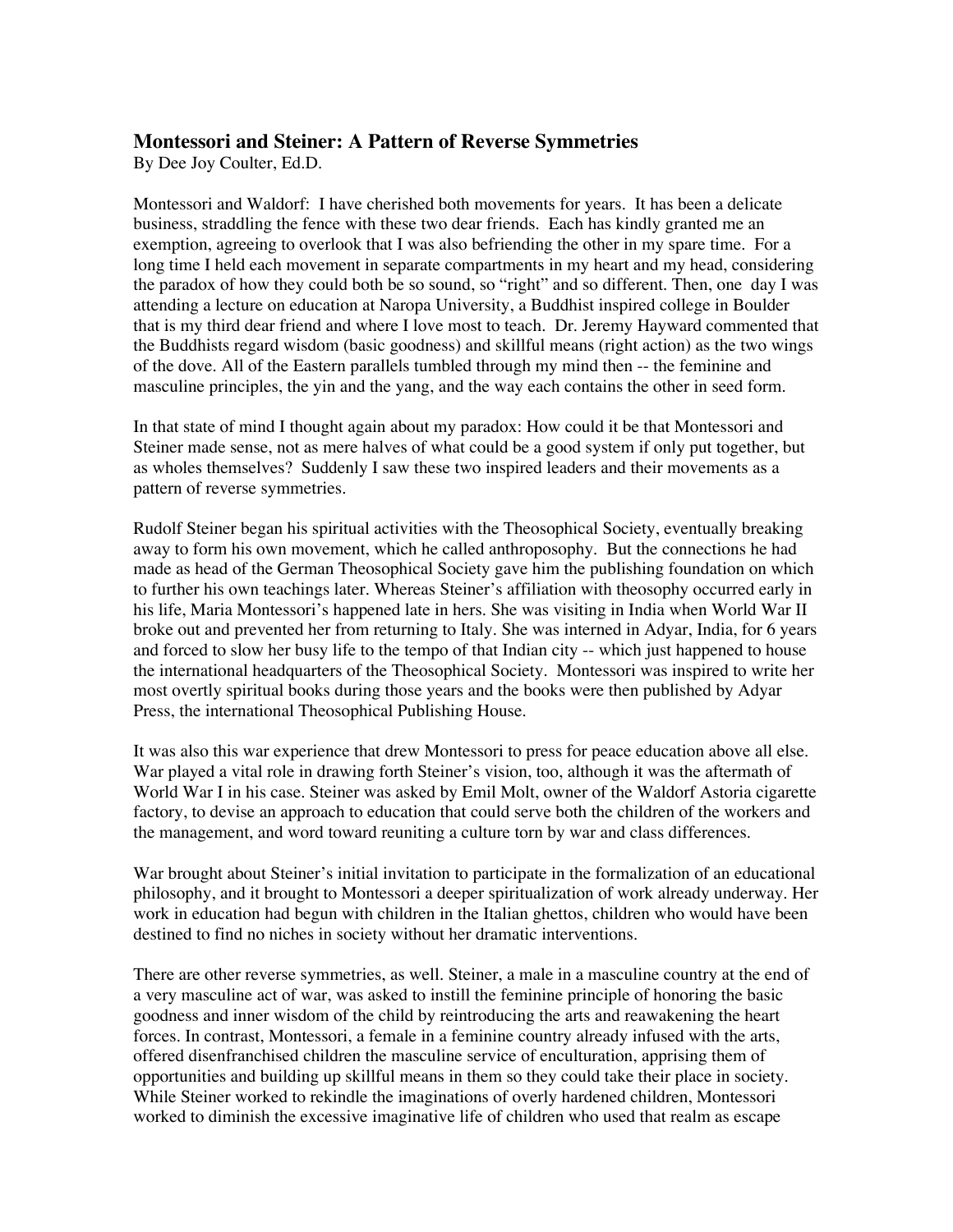### Montessori and Steiner: A Pattern of Reverse Symmetries

By Dee Joy Coulter, Ed.D.

Montessori and Waldorf: I have cherished both movements for years. It has been a delicate business, straddling the fence with these two dear friends. Each has kindly granted me an exemption, agreeing to overlook that I was also befriending the other in my spare time. For a long time I held each movement in separate compartments in my heart and my head, considering the paradox of how they could both be so sound, so "right" and so different. Then, one day I was attending a lecture on education at Naropa University, a Buddhist inspired college in Boulder that is my third dear friend and where I love most to teach. Dr. Jeremy Hayward commented that the Buddhists regard wisdom (basic goodness) and skillful means (right action) as the two wings of the dove. All of the Eastern parallels tumbled through my mind then -- the feminine and masculine principles, the yin and the yang, and the way each contains the other in seed form.

In that state of mind I thought again about my paradox: How could it be that Montessori and Steiner made sense, not as mere halves of what could be a good system if only put together, but as wholes themselves? Suddenly I saw these two inspired leaders and their movements as a pattern of reverse symmetries.

Rudolf Steiner began his spiritual activities with the Theosophical Society, eventually breaking away to form his own movement, which he called anthroposophy. But the connections he had made as head of the German Theosophical Society gave him the publishing foundation on which to further his own teachings later. Whereas Steiner's affiliation with theosophy occurred early in his life, Maria Montessori's happened late in hers. She was visiting in India when World War II broke out and prevented her from returning to Italy. She was interned in Adyar, India, for 6 years and forced to slow her busy life to the tempo of that Indian city -- which just happened to house the international headquarters of the Theosophical Society. Montessori was inspired to write her most overtly spiritual books during those years and the books were then published by Adyar Press, the international Theosophical Publishing House.

It was also this war experience that drew Montessori to press for peace education above all else. War played a vital role in drawing forth Steiner's vision, too, although it was the aftermath of World War I in his case. Steiner was asked by Emil Molt, owner of the Waldorf Astoria cigarette factory, to devise an approach to education that could serve both the children of the workers and the management, and word toward reuniting a culture torn by war and class differences.

War brought about Steiner's initial invitation to participate in the formalization of an educational philosophy, and it brought to Montessori a deeper spiritualization of work already underway. Her work in education had begun with children in the Italian ghettos, children who would have been destined to find no niches in society without her dramatic interventions.

There are other reverse symmetries, as well. Steiner, a male in a masculine country at the end of a very masculine act of war, was asked to instill the feminine principle of honoring the basic goodness and inner wisdom of the child by reintroducing the arts and reawakening the heart forces. In contrast, Montessori, a female in a feminine country already infused with the arts, offered disenfranchised children the masculine service of enculturation, apprising them of opportunities and building up skillful means in them so they could take their place in society. While Steiner worked to rekindle the imaginations of overly hardened children, Montessori worked to diminish the excessive imaginative life of children who used that realm as escape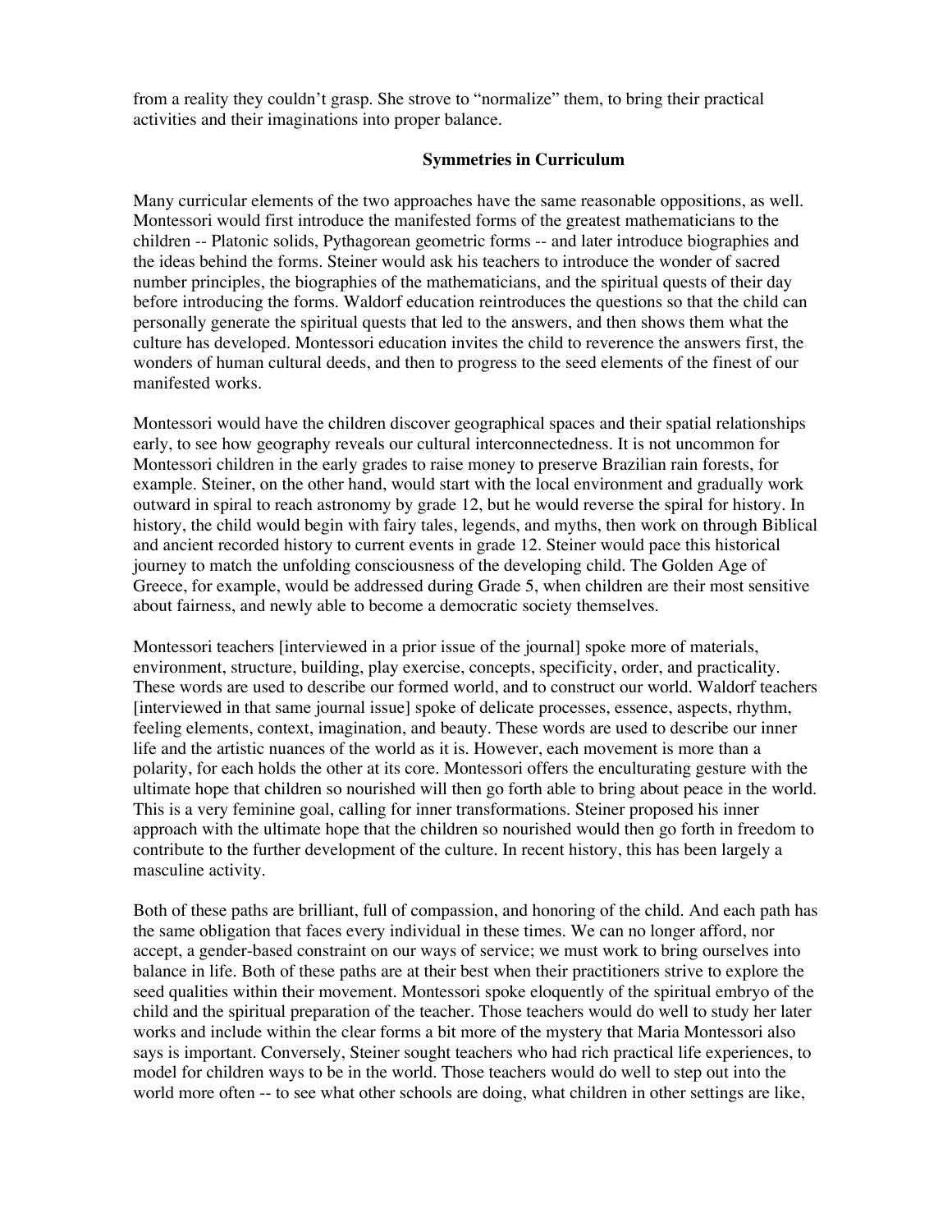from a reality they couldn't grasp. She strove to "normalize" them, to bring their practical activities and their imaginations into proper balance.

## Symmetries in Curriculum

Many curricular elements of the two approaches have the same reasonable oppositions, as well. Montessori would first introduce the manifested forms of the greatest mathematicians to the children -- Platonic solids, Pythagorean geometric forms -- and later introduce biographies and the ideas behind the forms. Steiner would ask his teachers to introduce the wonder of sacred number principles, the biographies of the mathematicians, and the spiritual quests of their day before introducing the forms. Waldorf education reintroduces the questions so that the child can personally generate the spiritual quests that led to the answers, and then shows them what the culture has developed. Montessori education invites the child to reverence the answers first, the wonders of human cultural deeds, and then to progress to the seed elements of the finest of our manifested works.

Montessori would have the children discover geographical spaces and their spatial relationships early, to see how geography reveals our cultural interconnectedness. It is not uncommon for Montessori children in the early grades to raise money to preserve Brazilian rain forests, for example. Steiner, on the other hand, would start with the local environment and gradually work outward in spiral to reach astronomy by grade 12, but he would reverse the spiral for history. In history, the child would begin with fairy tales, legends, and myths, then work on through Biblical and ancient recorded history to current events in grade 12. Steiner would pace this historical journey to match the unfolding consciousness of the developing child. The Golden Age of Greece, for example, would be addressed during Grade 5, when children are their most sensitive about fairness, and newly able to become a democratic society themselves.

Montessori teachers [interviewed in a prior issue of the journal] spoke more of materials, environment, structure, building, play exercise, concepts, specificity, order, and practicality. These words are used to describe our formed world, and to construct our world. Waldorf teachers [interviewed in that same journal issue] spoke of delicate processes, essence, aspects, rhythm, feeling elements, context, imagination, and beauty. These words are used to describe our inner life and the artistic nuances of the world as it is. However, each movement is more than a polarity, for each holds the other at its core. Montessori offers the enculturating gesture with the ultimate hope that children so nourished will then go forth able to bring about peace in the world. This is a very feminine goal, calling for inner transformations. Steiner proposed his inner approach with the ultimate hope that the children so nourished would then go forth in freedom to contribute to the further development of the culture. In recent history, this has been largely a masculine activity.

Both of these paths are brilliant, full of compassion, and honoring of the child. And each path has the same obligation that faces every individual in these times. We can no longer afford, nor accept, a gender-based constraint on our ways of service; we must work to bring ourselves into balance in life. Both of these paths are at their best when their practitioners strive to explore the seed qualities within their movement. Montessori spoke eloquently of the spiritual embryo of the child and the spiritual preparation of the teacher. Those teachers would do well to study her later works and include within the clear forms a bit more of the mystery that Maria Montessori also says is important. Conversely, Steiner sought teachers who had rich practical life experiences, to model for children ways to be in the world. Those teachers would do well to step out into the world more often -- to see what other schools are doing, what children in other settings are like,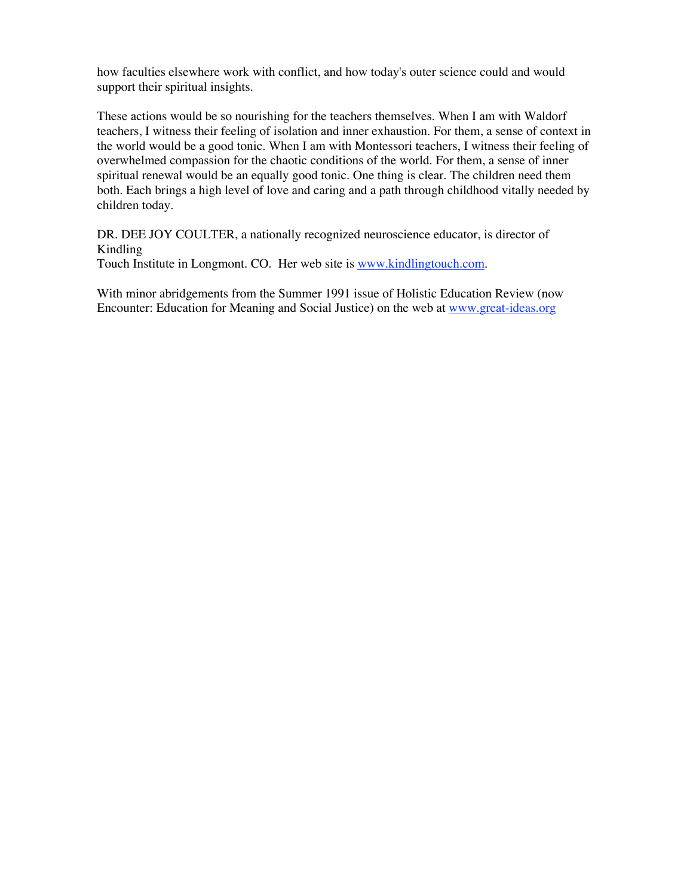how faculties elsewhere work with conflict, and how today's outer science could and would support their spiritual insights.

These actions would be so nourishing for the teachers themselves. When I am with Waldorf teachers, I witness their feeling of isolation and inner exhaustion. For them, a sense of context in the world would be a good tonic. When I am with Montessori teachers, I witness their feeling of overwhelmed compassion for the chaotic conditions of the world. For them, a sense of inner spiritual renewal would be an equally good tonic. One thing is clear. The children need them both. Each brings a high level of love and caring and a path through childhood vitally needed by children today.

DR. DEE JOY COULTER, a nationally recognized neuroscience educator, is director of Kindling Touch Institute in Longmont. CO. Her web site is www.kindlingtouch.com.

With minor abridgements from the Summer 1991 issue of Holistic Education Review (now Encounter: Education for Meaning and Social Justice) on the web at www.great-ideas.org